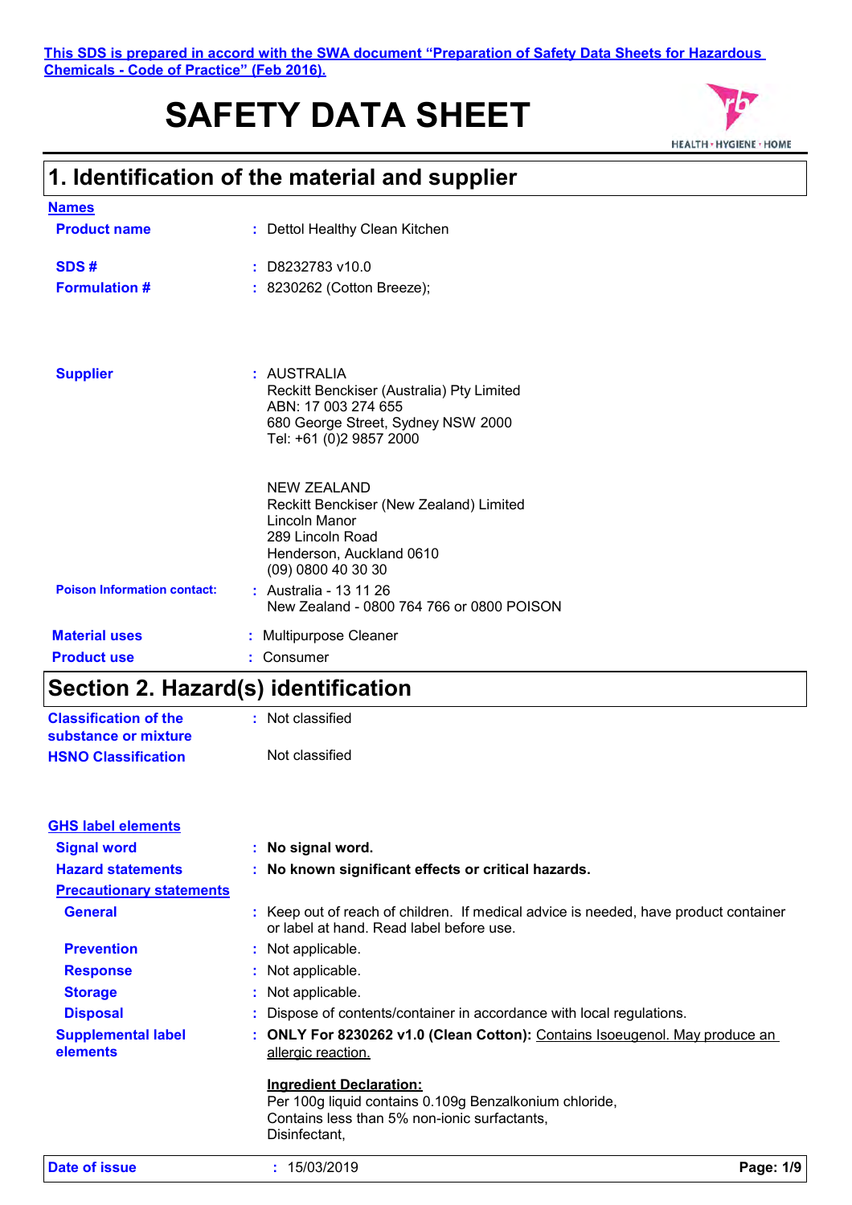This SDS is prepared in accord with the SWA document "Preparation of Safety Data Sheets for Hazardous Chemicals - Code of Practice" (Feb 2016).

# SAFETY DATA SHEET

## 1. Identification of the material and supplier

**Names**

**Product name** : Dettol Healthy Clean Kitchen

**SDS #** : D8232783 v10.0

**Formulation #** : 8230262 (Cotton Breeze);

**Supplier** : AUSTRALIA
Reckitt Benckiser (Australia) Pty Limited
ABN: 17 003 274 655
680 George Street, Sydney NSW 2000
Tel: +61 (0)2 9857 2000

NEW ZEALAND
Reckitt Benckiser (New Zealand) Limited
Lincoln Manor
289 Lincoln Road
Henderson, Auckland 0610
(09) 0800 40 30 30

**Poison Information contact:** : Australia - 13 11 26
New Zealand - 0800 764 766 or 0800 POISON

**Material uses** : Multipurpose Cleaner

**Product use** : Consumer

## Section 2. Hazard(s) identification

**Classification of the substance or mixture** : Not classified

**HSNO Classification** Not classified

**GHS label elements**

**Signal word** : **No signal word.**

**Hazard statements** : **No known significant effects or critical hazards.**

**Precautionary statements**

**General** : Keep out of reach of children. If medical advice is needed, have product container or label at hand. Read label before use.

**Prevention** : Not applicable.

**Response** : Not applicable.

**Storage** : Not applicable.

**Disposal** : Dispose of contents/container in accordance with local regulations.

**Supplemental label elements** : **ONLY For 8230262 v1.0 (Clean Cotton):** Contains Isoeugenol. May produce an allergic reaction.

**Ingredient Declaration:**
Per 100g liquid contains 0.109g Benzalkonium chloride,
Contains less than 5% non-ionic surfactants,
Disinfectant,

**Date of issue** : 15/03/2019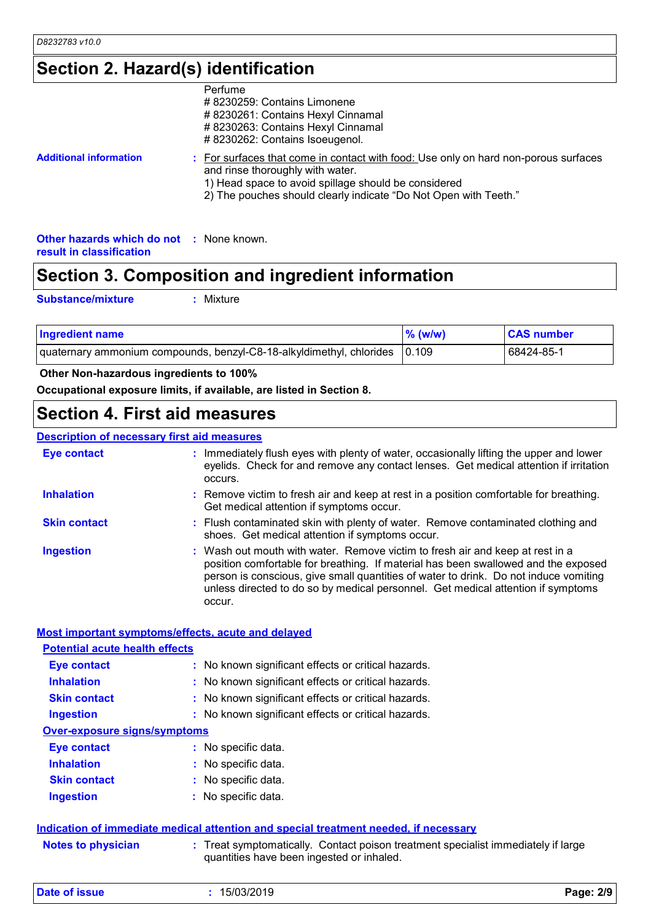## Section 2. Hazard(s) identification

Perfume
# 8230259: Contains Limonene
# 8230261: Contains Hexyl Cinnamal
# 8230263: Contains Hexyl Cinnamal
# 8230262: Contains Isoeugenol.

**Additional information** : For surfaces that come in contact with food: Use only on hard non-porous surfaces and rinse thoroughly with water.
1) Head space to avoid spillage should be considered
2) The pouches should clearly indicate “Do Not Open with Teeth.”

**Other hazards which do not result in classification** : None known.

## Section 3. Composition and ingredient information

**Substance/mixture** : Mixture

| Ingredient name | % (w/w) | CAS number |
|---|---|---|
| quaternary ammonium compounds, benzyl-C8-18-alkyldimethyl, chlorides | 0.109 | 68424-85-1 |

**Other Non-hazardous ingredients to 100%**

**Occupational exposure limits, if available, are listed in Section 8.**

## Section 4. First aid measures

### Description of necessary first aid measures

**Eye contact** : Immediately flush eyes with plenty of water, occasionally lifting the upper and lower eyelids. Check for and remove any contact lenses. Get medical attention if irritation occurs.

**Inhalation** : Remove victim to fresh air and keep at rest in a position comfortable for breathing. Get medical attention if symptoms occur.

**Skin contact** : Flush contaminated skin with plenty of water. Remove contaminated clothing and shoes. Get medical attention if symptoms occur.

**Ingestion** : Wash out mouth with water. Remove victim to fresh air and keep at rest in a position comfortable for breathing. If material has been swallowed and the exposed person is conscious, give small quantities of water to drink. Do not induce vomiting unless directed to do so by medical personnel. Get medical attention if symptoms occur.

### Most important symptoms/effects, acute and delayed

**Potential acute health effects**

**Eye contact** : No known significant effects or critical hazards.

**Inhalation** : No known significant effects or critical hazards.

**Skin contact** : No known significant effects or critical hazards.

**Ingestion** : No known significant effects or critical hazards.

**Over-exposure signs/symptoms**

**Eye contact** : No specific data.

**Inhalation** : No specific data.

**Skin contact** : No specific data.

**Ingestion** : No specific data.

### Indication of immediate medical attention and special treatment needed, if necessary

**Notes to physician** : Treat symptomatically. Contact poison treatment specialist immediately if large quantities have been ingested or inhaled.

**Date of issue** : 15/03/2019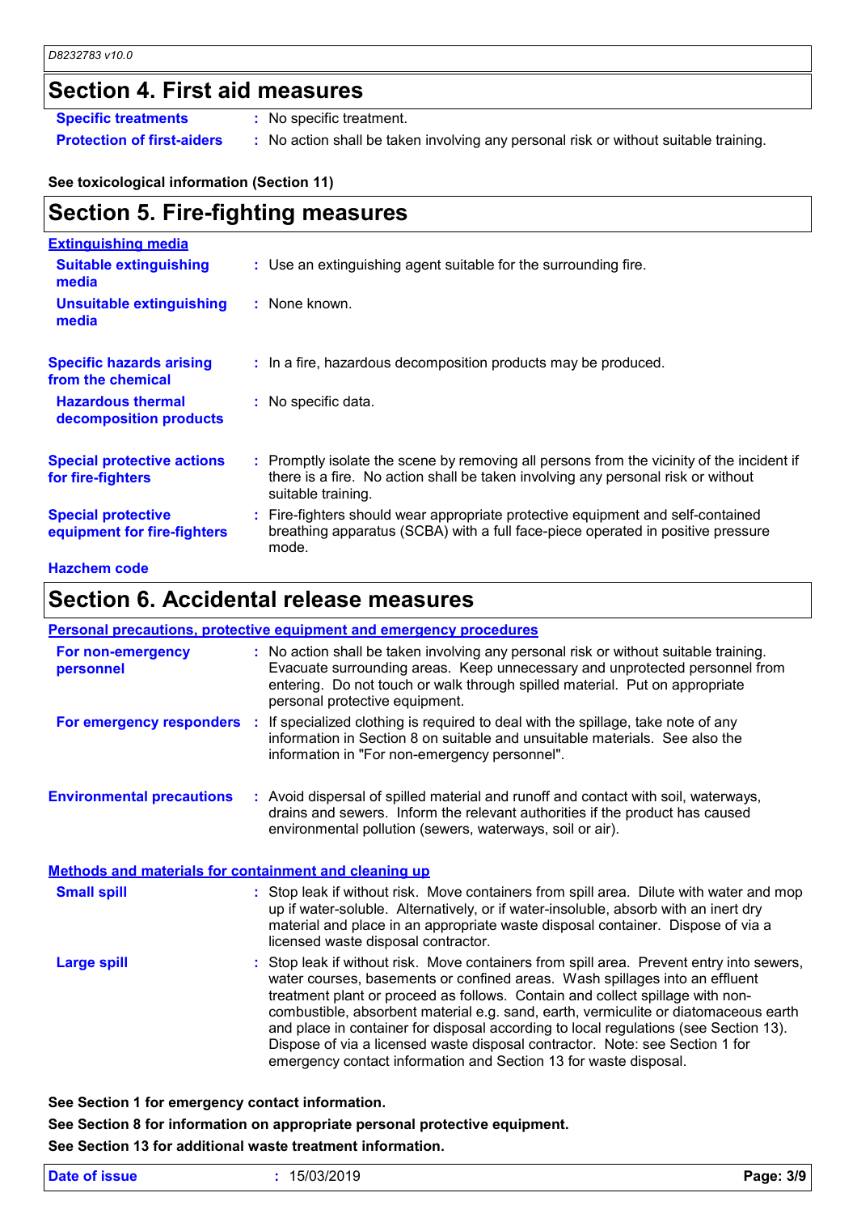## Section 4. First aid measures

**Specific treatments** : No specific treatment.

**Protection of first-aiders** : No action shall be taken involving any personal risk or without suitable training.

**See toxicological information (Section 11)**

## Section 5. Fire-fighting measures

**Extinguishing media**

**Suitable extinguishing media** : Use an extinguishing agent suitable for the surrounding fire.

**Unsuitable extinguishing media** : None known.

**Specific hazards arising from the chemical** : In a fire, hazardous decomposition products may be produced.

**Hazardous thermal decomposition products** : No specific data.

**Special protective actions for fire-fighters** : Promptly isolate the scene by removing all persons from the vicinity of the incident if there is a fire. No action shall be taken involving any personal risk or without suitable training.

**Special protective equipment for fire-fighters** : Fire-fighters should wear appropriate protective equipment and self-contained breathing apparatus (SCBA) with a full face-piece operated in positive pressure mode.

**Hazchem code**

## Section 6. Accidental release measures

**Personal precautions, protective equipment and emergency procedures**

**For non-emergency personnel** : No action shall be taken involving any personal risk or without suitable training. Evacuate surrounding areas. Keep unnecessary and unprotected personnel from entering. Do not touch or walk through spilled material. Put on appropriate personal protective equipment.

**For emergency responders** : If specialized clothing is required to deal with the spillage, take note of any information in Section 8 on suitable and unsuitable materials. See also the information in "For non-emergency personnel".

**Environmental precautions** : Avoid dispersal of spilled material and runoff and contact with soil, waterways, drains and sewers. Inform the relevant authorities if the product has caused environmental pollution (sewers, waterways, soil or air).

**Methods and materials for containment and cleaning up**

**Small spill** : Stop leak if without risk. Move containers from spill area. Dilute with water and mop up if water-soluble. Alternatively, or if water-insoluble, absorb with an inert dry material and place in an appropriate waste disposal container. Dispose of via a licensed waste disposal contractor.

**Large spill** : Stop leak if without risk. Move containers from spill area. Prevent entry into sewers, water courses, basements or confined areas. Wash spillages into an effluent treatment plant or proceed as follows. Contain and collect spillage with non-combustible, absorbent material e.g. sand, earth, vermiculite or diatomaceous earth and place in container for disposal according to local regulations (see Section 13). Dispose of via a licensed waste disposal contractor. Note: see Section 1 for emergency contact information and Section 13 for waste disposal.

**See Section 1 for emergency contact information.**

**See Section 8 for information on appropriate personal protective equipment.**

**See Section 13 for additional waste treatment information.**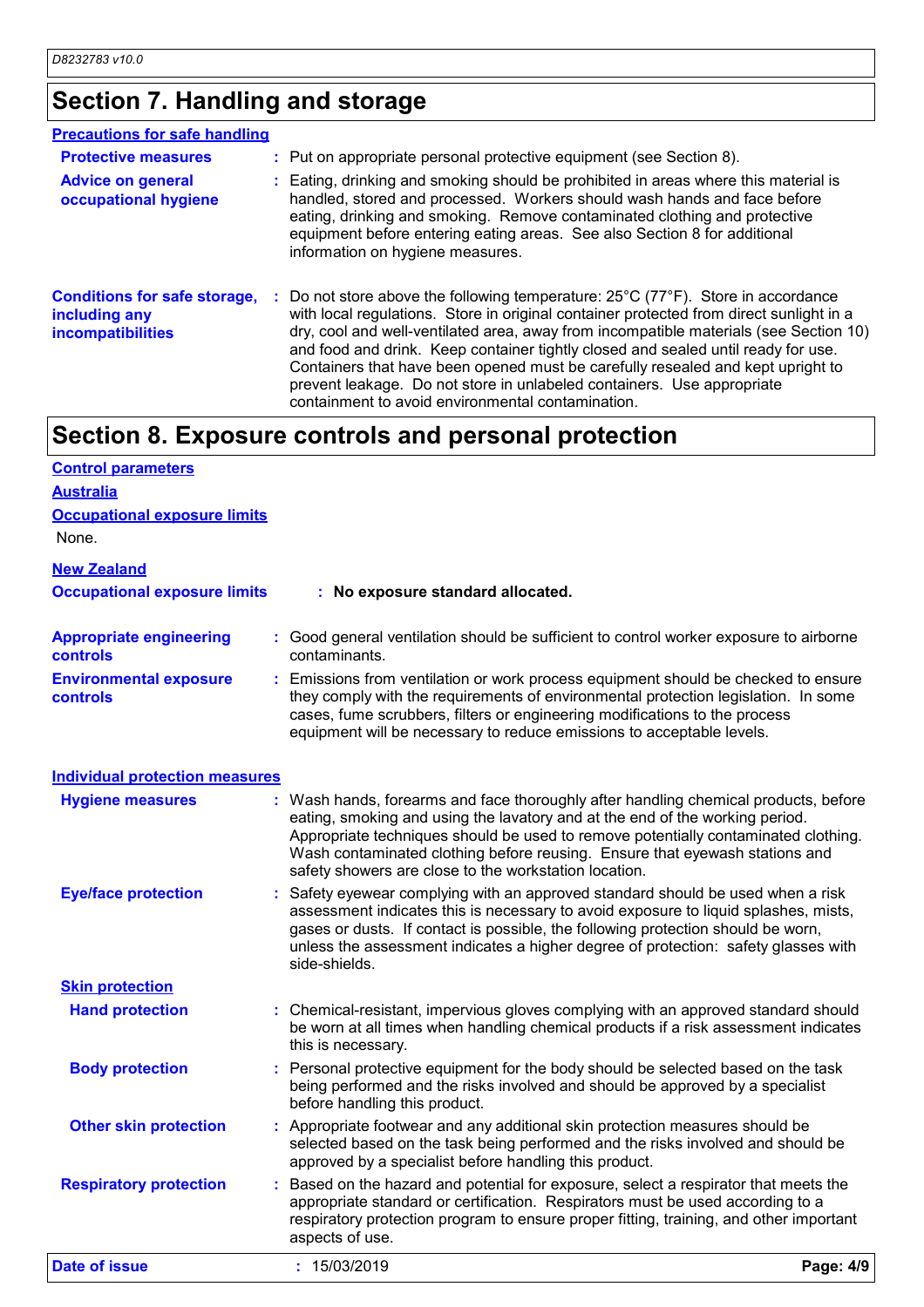## Section 7. Handling and storage

**Precautions for safe handling**

**Protective measures** : Put on appropriate personal protective equipment (see Section 8).

**Advice on general occupational hygiene** : Eating, drinking and smoking should be prohibited in areas where this material is handled, stored and processed. Workers should wash hands and face before eating, drinking and smoking. Remove contaminated clothing and protective equipment before entering eating areas. See also Section 8 for additional information on hygiene measures.

**Conditions for safe storage, including any incompatibilities** : Do not store above the following temperature: 25°C (77°F). Store in accordance with local regulations. Store in original container protected from direct sunlight in a dry, cool and well-ventilated area, away from incompatible materials (see Section 10) and food and drink. Keep container tightly closed and sealed until ready for use. Containers that have been opened must be carefully resealed and kept upright to prevent leakage. Do not store in unlabeled containers. Use appropriate containment to avoid environmental contamination.

## Section 8. Exposure controls and personal protection

**Control parameters**

**Australia**

**Occupational exposure limits**

None.

**New Zealand**

**Occupational exposure limits** : **No exposure standard allocated.**

**Appropriate engineering controls** : Good general ventilation should be sufficient to control worker exposure to airborne contaminants.

**Environmental exposure controls** : Emissions from ventilation or work process equipment should be checked to ensure they comply with the requirements of environmental protection legislation. In some cases, fume scrubbers, filters or engineering modifications to the process equipment will be necessary to reduce emissions to acceptable levels.

**Individual protection measures**

**Hygiene measures** : Wash hands, forearms and face thoroughly after handling chemical products, before eating, smoking and using the lavatory and at the end of the working period. Appropriate techniques should be used to remove potentially contaminated clothing. Wash contaminated clothing before reusing. Ensure that eyewash stations and safety showers are close to the workstation location.

**Eye/face protection** : Safety eyewear complying with an approved standard should be used when a risk assessment indicates this is necessary to avoid exposure to liquid splashes, mists, gases or dusts. If contact is possible, the following protection should be worn, unless the assessment indicates a higher degree of protection: safety glasses with side-shields.

**Skin protection**

**Hand protection** : Chemical-resistant, impervious gloves complying with an approved standard should be worn at all times when handling chemical products if a risk assessment indicates this is necessary.

**Body protection** : Personal protective equipment for the body should be selected based on the task being performed and the risks involved and should be approved by a specialist before handling this product.

**Other skin protection** : Appropriate footwear and any additional skin protection measures should be selected based on the task being performed and the risks involved and should be approved by a specialist before handling this product.

**Respiratory protection** : Based on the hazard and potential for exposure, select a respirator that meets the appropriate standard or certification. Respirators must be used according to a respiratory protection program to ensure proper fitting, training, and other important aspects of use.

**Date of issue** : 15/03/2019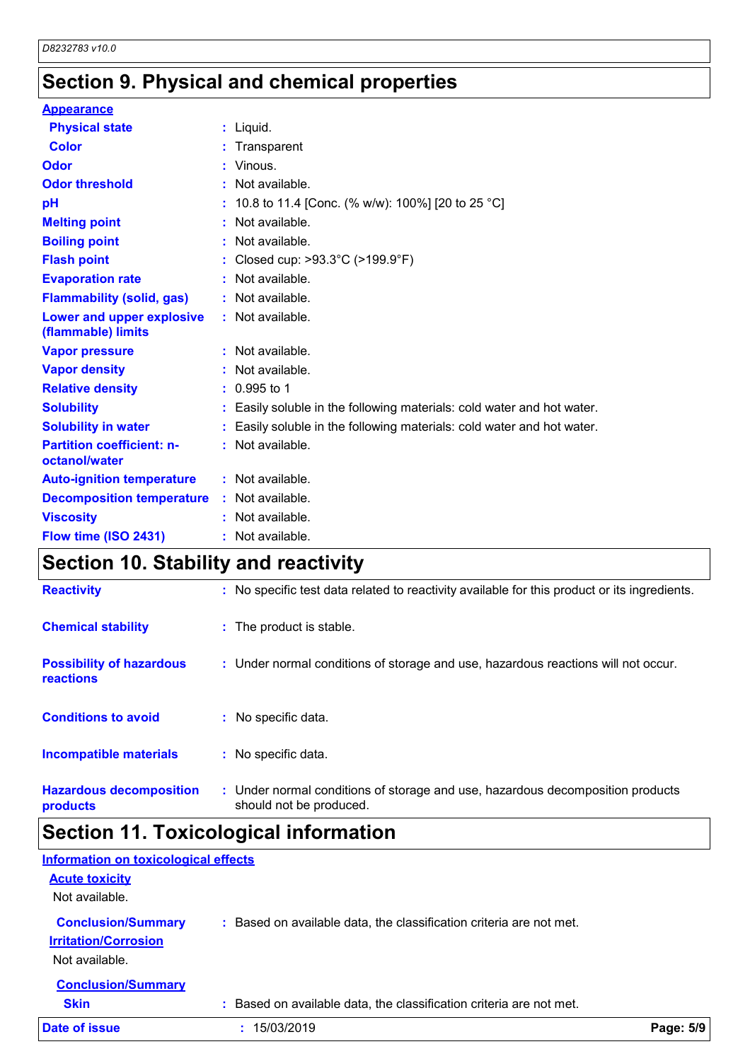## Section 9. Physical and chemical properties

**Appearance**

| | | |
|---|---|---|
| **Physical state** | : | Liquid. |
| **Color** | : | Transparent |
| **Odor** | : | Vinous. |
| **Odor threshold** | : | Not available. |
| **pH** | : | 10.8 to 11.4 [Conc. (% w/w): 100%] [20 to 25 °C] |
| **Melting point** | : | Not available. |
| **Boiling point** | : | Not available. |
| **Flash point** | : | Closed cup: >93.3°C (>199.9°F) |
| **Evaporation rate** | : | Not available. |
| **Flammability (solid, gas)** | : | Not available. |
| **Lower and upper explosive (flammable) limits** | : | Not available. |
| **Vapor pressure** | : | Not available. |
| **Vapor density** | : | Not available. |
| **Relative density** | : | 0.995 to 1 |
| **Solubility** | : | Easily soluble in the following materials: cold water and hot water. |
| **Solubility in water** | : | Easily soluble in the following materials: cold water and hot water. |
| **Partition coefficient: n-octanol/water** | : | Not available. |
| **Auto-ignition temperature** | : | Not available. |
| **Decomposition temperature** | : | Not available. |
| **Viscosity** | : | Not available. |
| **Flow time (ISO 2431)** | : | Not available. |

## Section 10. Stability and reactivity

| | | |
|---|---|---|
| **Reactivity** | : | No specific test data related to reactivity available for this product or its ingredients. |
| **Chemical stability** | : | The product is stable. |
| **Possibility of hazardous reactions** | : | Under normal conditions of storage and use, hazardous reactions will not occur. |
| **Conditions to avoid** | : | No specific data. |
| **Incompatible materials** | : | No specific data. |
| **Hazardous decomposition products** | : | Under normal conditions of storage and use, hazardous decomposition products should not be produced. |

## Section 11. Toxicological information

**Information on toxicological effects**

**Acute toxicity**

Not available.

**Conclusion/Summary** : Based on available data, the classification criteria are not met.

**Irritation/Corrosion**

Not available.

**Conclusion/Summary**

**Skin** : Based on available data, the classification criteria are not met.

**Date of issue** : 15/03/2019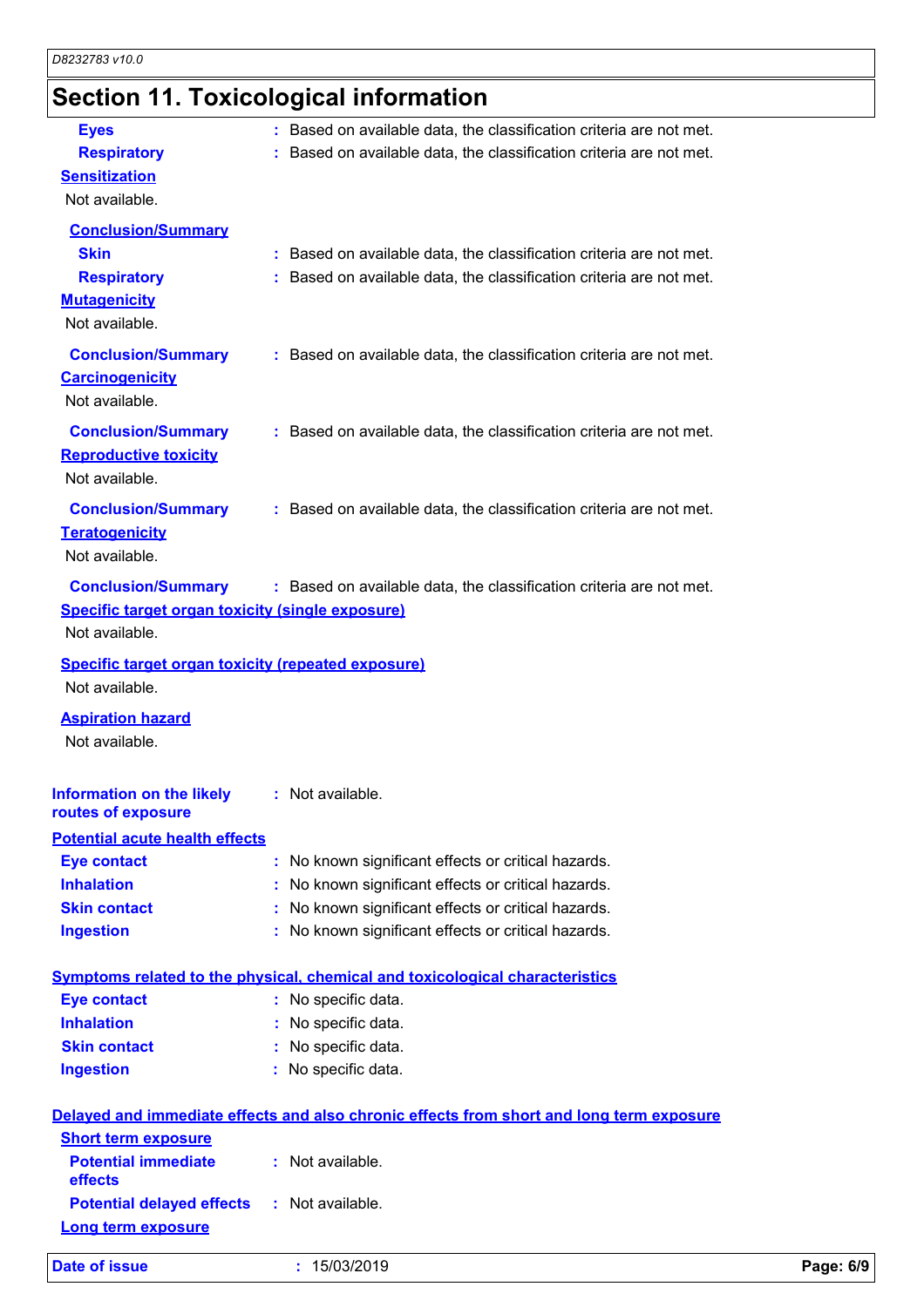## Section 11. Toxicological information

**Eyes** : Based on available data, the classification criteria are not met.

**Respiratory** : Based on available data, the classification criteria are not met.

**Sensitization**

Not available.

**Conclusion/Summary**

**Skin** : Based on available data, the classification criteria are not met.

**Respiratory** : Based on available data, the classification criteria are not met.

**Mutagenicity**

Not available.

**Conclusion/Summary** : Based on available data, the classification criteria are not met.

**Carcinogenicity**

Not available.

**Conclusion/Summary** : Based on available data, the classification criteria are not met.

**Reproductive toxicity**

Not available.

**Conclusion/Summary** : Based on available data, the classification criteria are not met.

**Teratogenicity**

Not available.

**Conclusion/Summary** : Based on available data, the classification criteria are not met.

**Specific target organ toxicity (single exposure)**

Not available.

**Specific target organ toxicity (repeated exposure)**

Not available.

**Aspiration hazard**

Not available.

**Information on the likely routes of exposure** : Not available.

**Potential acute health effects**

**Eye contact** : No known significant effects or critical hazards.

**Inhalation** : No known significant effects or critical hazards.

**Skin contact** : No known significant effects or critical hazards.

**Ingestion** : No known significant effects or critical hazards.

**Symptoms related to the physical, chemical and toxicological characteristics**

**Eye contact** : No specific data.

**Inhalation** : No specific data.

**Skin contact** : No specific data.

**Ingestion** : No specific data.

**Delayed and immediate effects and also chronic effects from short and long term exposure**

**Short term exposure**

**Potential immediate effects** : Not available.

**Potential delayed effects** : Not available.

**Long term exposure**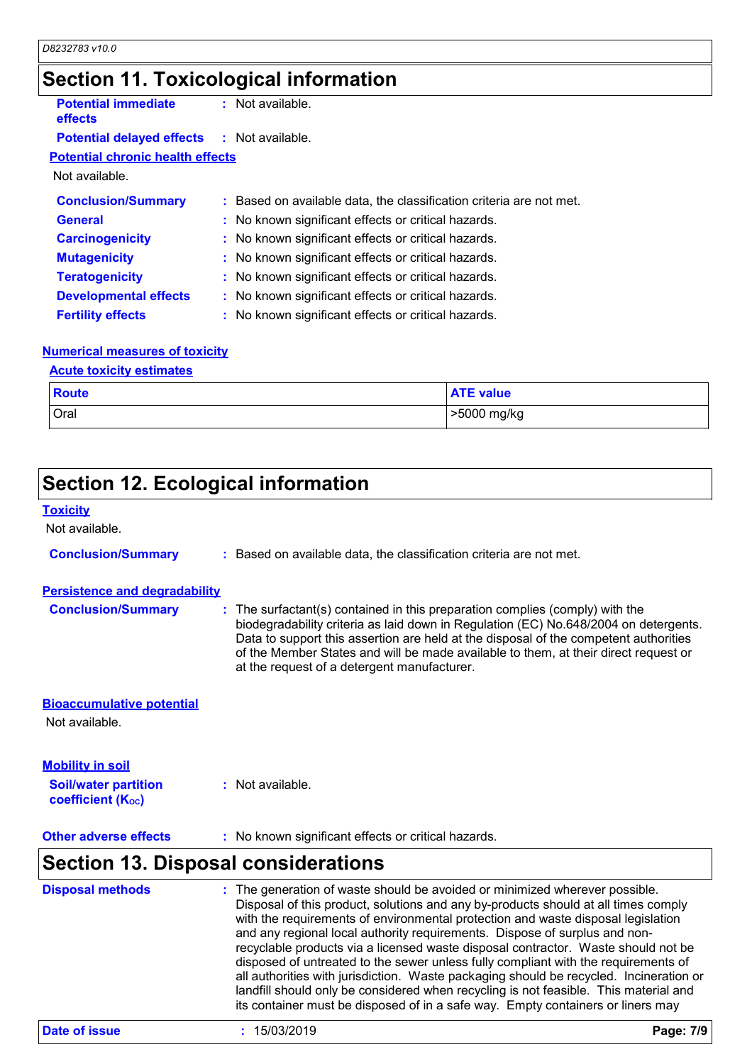## Section 11. Toxicological information

**Potential immediate effects** : Not available.

**Potential delayed effects** : Not available.

**Potential chronic health effects**

Not available.

**Conclusion/Summary** : Based on available data, the classification criteria are not met.

**General** : No known significant effects or critical hazards.

**Carcinogenicity** : No known significant effects or critical hazards.

**Mutagenicity** : No known significant effects or critical hazards.

**Teratogenicity** : No known significant effects or critical hazards.

**Developmental effects** : No known significant effects or critical hazards.

**Fertility effects** : No known significant effects or critical hazards.

**Numerical measures of toxicity**

**Acute toxicity estimates**

| Route | ATE value |
|---|---|
| Oral | >5000 mg/kg |

## Section 12. Ecological information

**Toxicity**

Not available.

**Conclusion/Summary** : Based on available data, the classification criteria are not met.

**Persistence and degradability**

**Conclusion/Summary** : The surfactant(s) contained in this preparation complies (comply) with the biodegradability criteria as laid down in Regulation (EC) No.648/2004 on detergents. Data to support this assertion are held at the disposal of the competent authorities of the Member States and will be made available to them, at their direct request or at the request of a detergent manufacturer.

**Bioaccumulative potential**

Not available.

**Mobility in soil**

**Soil/water partition coefficient ($K_{OC}$)** : Not available.

**Other adverse effects** : No known significant effects or critical hazards.

## Section 13. Disposal considerations

**Disposal methods** : The generation of waste should be avoided or minimized wherever possible. Disposal of this product, solutions and any by-products should at all times comply with the requirements of environmental protection and waste disposal legislation and any regional local authority requirements. Dispose of surplus and non-recyclable products via a licensed waste disposal contractor. Waste should not be disposed of untreated to the sewer unless fully compliant with the requirements of all authorities with jurisdiction. Waste packaging should be recycled. Incineration or landfill should only be considered when recycling is not feasible. This material and its container must be disposed of in a safe way. Empty containers or liners may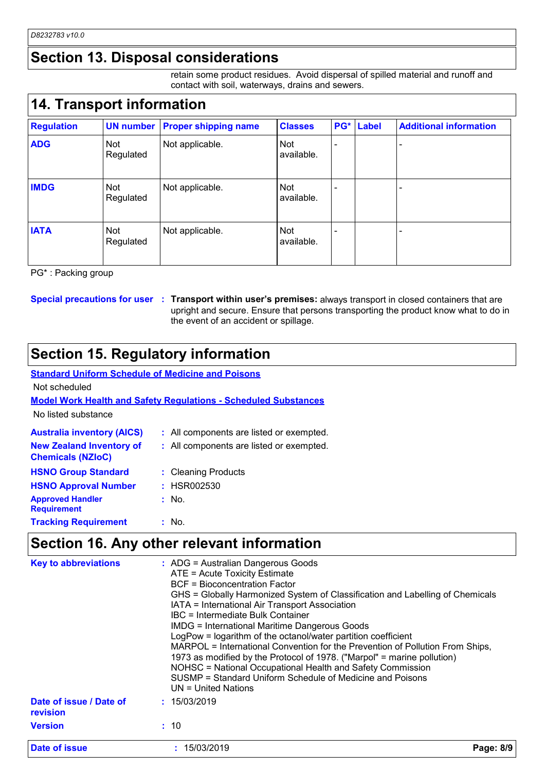## Section 13. Disposal considerations

retain some product residues. Avoid dispersal of spilled material and runoff and contact with soil, waterways, drains and sewers.

## 14. Transport information

| Regulation | UN number | Proper shipping name | Classes | PG* | Label | Additional information |
|---|---|---|---|---|---|---|
| **ADG** | Not Regulated | Not applicable. | Not available. | - | | - |
| **IMDG** | Not Regulated | Not applicable. | Not available. | - | | - |
| **IATA** | Not Regulated | Not applicable. | Not available. | - | | - |

PG* : Packing group

**Special precautions for user** : **Transport within user's premises:** always transport in closed containers that are upright and secure. Ensure that persons transporting the product know what to do in the event of an accident or spillage.

## Section 15. Regulatory information

**Standard Uniform Schedule of Medicine and Poisons**

Not scheduled

**Model Work Health and Safety Regulations - Scheduled Substances**

No listed substance

**Australia inventory (AICS)** : All components are listed or exempted.

**New Zealand Inventory of Chemicals (NZIoC)** : All components are listed or exempted.

**HSNO Group Standard** : Cleaning Products

**HSNO Approval Number** : HSR002530

**Approved Handler Requirement** : No.

**Tracking Requirement** : No.

## Section 16. Any other relevant information

**Key to abbreviations** :
ADG = Australian Dangerous Goods
ATE = Acute Toxicity Estimate
BCF = Bioconcentration Factor
GHS = Globally Harmonized System of Classification and Labelling of Chemicals
IATA = International Air Transport Association
IBC = Intermediate Bulk Container
IMDG = International Maritime Dangerous Goods
LogPow = logarithm of the octanol/water partition coefficient
MARPOL = International Convention for the Prevention of Pollution From Ships, 1973 as modified by the Protocol of 1978. ("Marpol" = marine pollution)
NOHSC = National Occupational Health and Safety Commission
SUSMP = Standard Uniform Schedule of Medicine and Poisons
UN = United Nations

**Date of issue / Date of revision** : 15/03/2019

**Version** : 10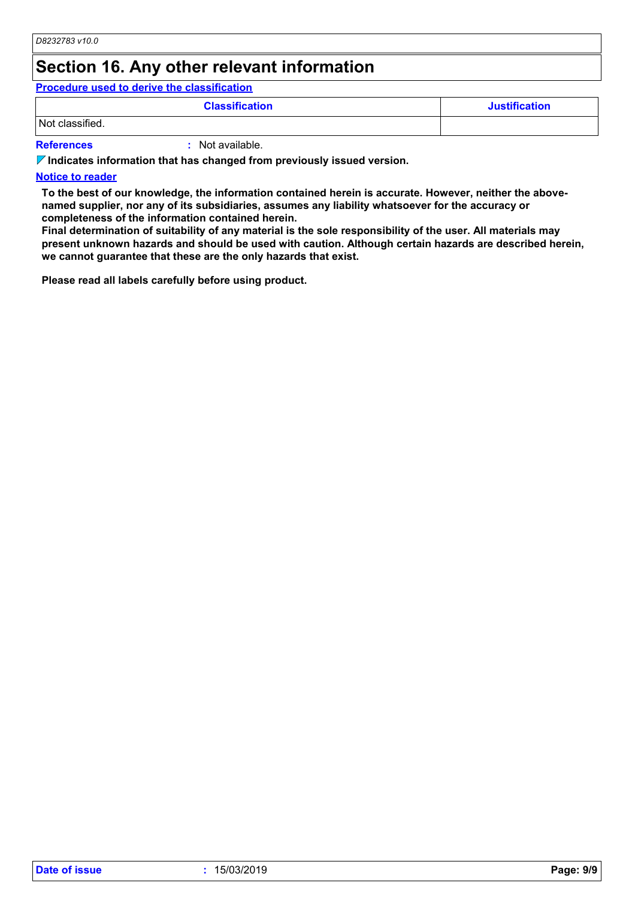# Section 16. Any other relevant information

**Procedure used to derive the classification**

| Classification | Justification |
|---|---|
| Not classified. | |

**References** : Not available.

**Indicates information that has changed from previously issued version.**

**Notice to reader**

**To the best of our knowledge, the information contained herein is accurate. However, neither the above-named supplier, nor any of its subsidiaries, assumes any liability whatsoever for the accuracy or completeness of the information contained herein.**
**Final determination of suitability of any material is the sole responsibility of the user. All materials may present unknown hazards and should be used with caution. Although certain hazards are described herein, we cannot guarantee that these are the only hazards that exist.**

**Please read all labels carefully before using product.**

**Date of issue** : 15/03/2019